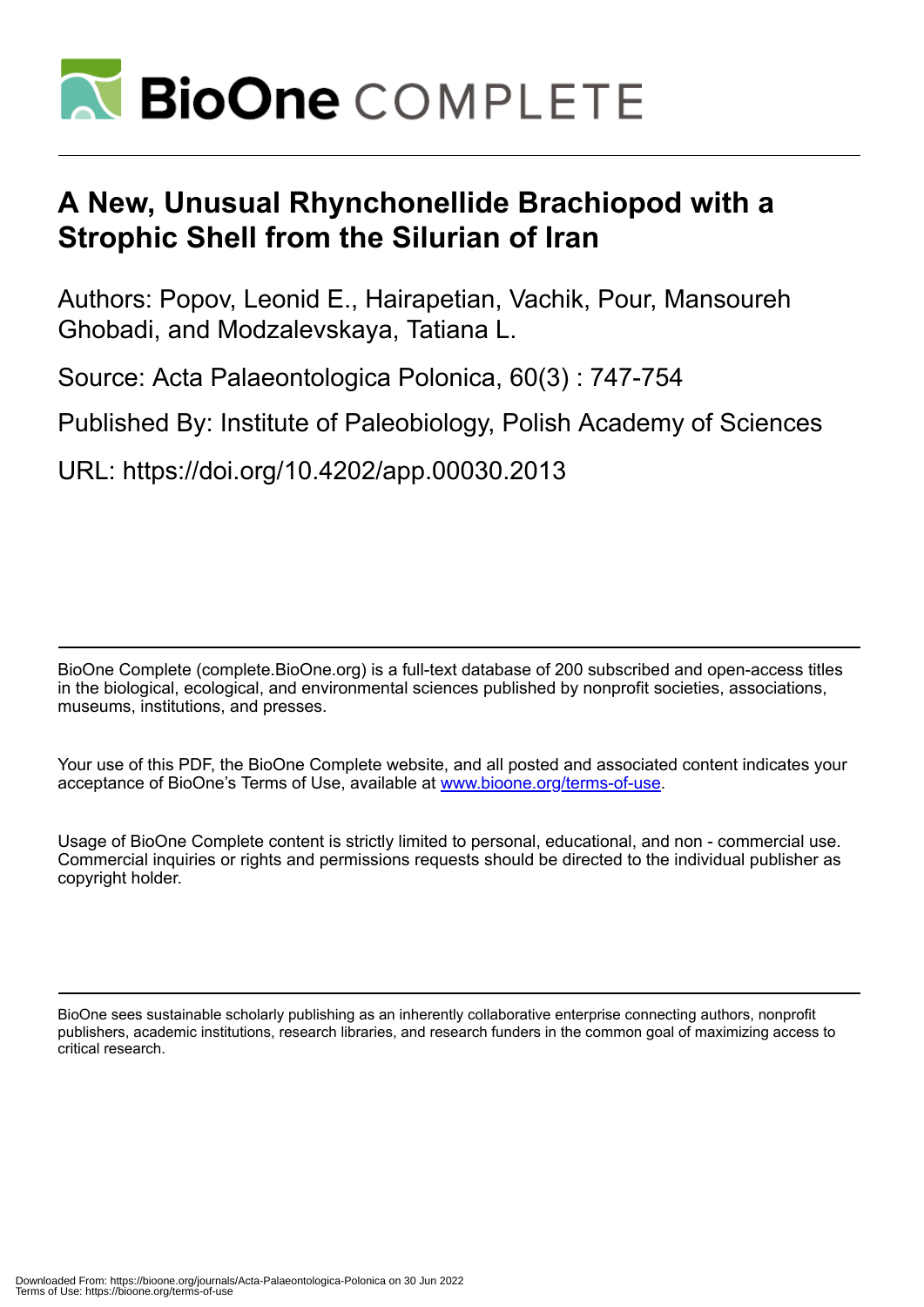# A New, Unusual Rhynchonellide Brachiopod with a Strophic Shell from the Silurian of Iran

Authors: Popov, Leonid E., Hairapetian, Vachik, Pour, Mansoureh Ghobadi, and Modzalevskaya, Tatiana L.

Source: Acta Palaeontologica Polonica, 60(3) : 747-754

Published By: Institute of Paleobiology, Polish Academy of Sciences

URL: https://doi.org/10.4202/app.00030.2013

BioOne Complete (complete.BioOne.org) is a full-text database of 200 subscribed and open-access titles in the biological, ecological, and environmental sciences published by nonprofit societies, associations, museums, institutions, and presses.

Your use of this PDF, the BioOne Complete website, and all posted and associated content indicates your acceptance of BioOne's Terms of Use, available at www.bioone.org/terms-of-use.

Usage of BioOne Complete content is strictly limited to personal, educational, and non - commercial use. Commercial inquiries or rights and permissions requests should be directed to the individual publisher as copyright holder.

BioOne sees sustainable scholarly publishing as an inherently collaborative enterprise connecting authors, nonprofit publishers, academic institutions, research libraries, and research funders in the common goal of maximizing access to critical research.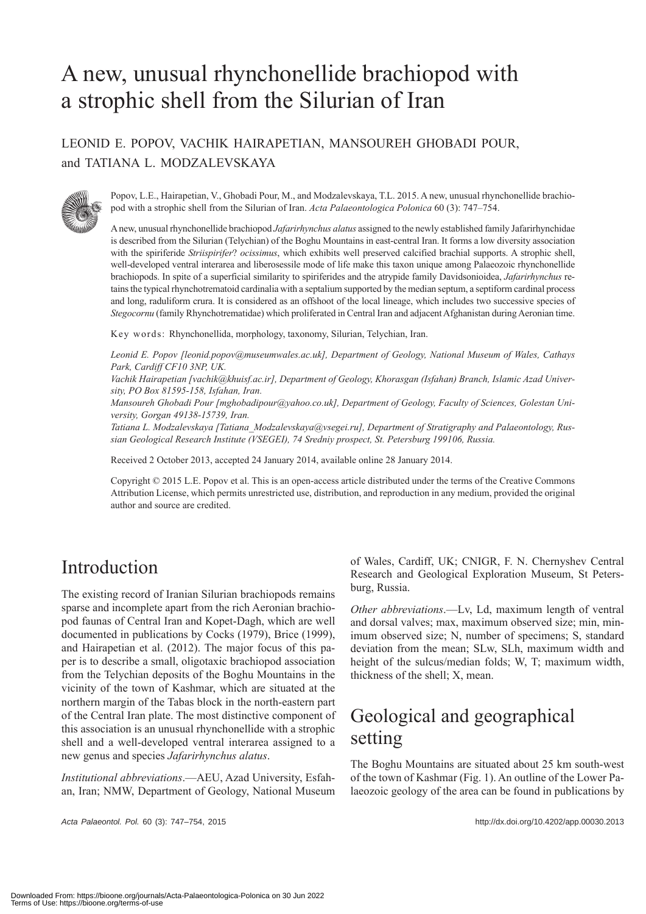# A new, unusual rhynchonellide brachiopod with a strophic shell from the Silurian of Iran

LEONID E. POPOV, VACHIK HAIRAPETIAN, MANSOUREH GHOBADI POUR, and TATIANA L. MODZALEVSKAYA

Popov, L.E., Hairapetian, V., Ghobadi Pour, M., and Modzalevskaya, T.L. 2015. A new, unusual rhynchonellide brachiopod with a strophic shell from the Silurian of Iran. *Acta Palaeontologica Polonica* 60 (3): 747–754.

A new, unusual rhynchonellide brachiopod *Jafarirhynchus alatus* assigned to the newly established family Jafarirhynchidae is described from the Silurian (Telychian) of the Boghu Mountains in east-central Iran. It forms a low diversity association with the spiriferide *Striispirifer*? *ocissimus*, which exhibits well preserved calcified brachial supports. A strophic shell, well-developed ventral interarea and liberosessile mode of life make this taxon unique among Palaeozoic rhynchonellide brachiopods. In spite of a superficial similarity to spiriferides and the atrypide family Davidsonioidea, *Jafarirhynchus* retains the typical rhynchotrematoid cardinalia with a septalium supported by the median septum, a septiform cardinal process and long, raduliform crura. It is considered as an offshoot of the local lineage, which includes two successive species of *Stegocornu* (family Rhynchotrematidae) which proliferated in Central Iran and adjacent Afghanistan during Aeronian time.

Key words: Rhynchonellida, morphology, taxonomy, Silurian, Telychian, Iran.

*Leonid E. Popov [leonid.popov@museumwales.ac.uk], Department of Geology, National Museum of Wales, Cathays Park, Cardiff CF10 3NP, UK.*
*Vachik Hairapetian [vachik@khuisf.ac.ir], Department of Geology, Khorasgan (Isfahan) Branch, Islamic Azad University, PO Box 81595-158, Isfahan, Iran.*
*Mansoureh Ghobadi Pour [mghobadipour@yahoo.co.uk], Department of Geology, Faculty of Sciences, Golestan University, Gorgan 49138-15739, Iran.*
*Tatiana L. Modzalevskaya [Tatiana_Modzalevskaya@vsegei.ru], Department of Stratigraphy and Palaeontology, Russian Geological Research Institute (VSEGEI), 74 Sredniy prospect, St. Petersburg 199106, Russia.*

Received 2 October 2013, accepted 24 January 2014, available online 28 January 2014.

Copyright © 2015 L.E. Popov et al. This is an open-access article distributed under the terms of the Creative Commons Attribution License, which permits unrestricted use, distribution, and reproduction in any medium, provided the original author and source are credited.

## Introduction

The existing record of Iranian Silurian brachiopods remains sparse and incomplete apart from the rich Aeronian brachiopod faunas of Central Iran and Kopet-Dagh, which are well documented in publications by Cocks (1979), Brice (1999), and Hairapetian et al. (2012). The major focus of this paper is to describe a small, oligotaxic brachiopod association from the Telychian deposits of the Boghu Mountains in the vicinity of the town of Kashmar, which are situated at the northern margin of the Tabas block in the north-eastern part of the Central Iran plate. The most distinctive component of this association is an unusual rhynchonellide with a strophic shell and a well-developed ventral interarea assigned to a new genus and species *Jafarirhynchus alatus*.

*Institutional abbreviations*.—AEU, Azad University, Esfahan, Iran; NMW, Department of Geology, National Museum of Wales, Cardiff, UK; CNIGR, F. N. Chernyshev Central Research and Geological Exploration Museum, St Petersburg, Russia.

*Other abbreviations*.—Lv, Ld, maximum length of ventral and dorsal valves; max, maximum observed size; min, minimum observed size; N, number of specimens; S, standard deviation from the mean; SLw, SLh, maximum width and height of the sulcus/median folds; W, T; maximum width, thickness of the shell; X, mean.

## Geological and geographical setting

The Boghu Mountains are situated about 25 km south-west of the town of Kashmar (Fig. 1). An outline of the Lower Palaeozoic geology of the area can be found in publications by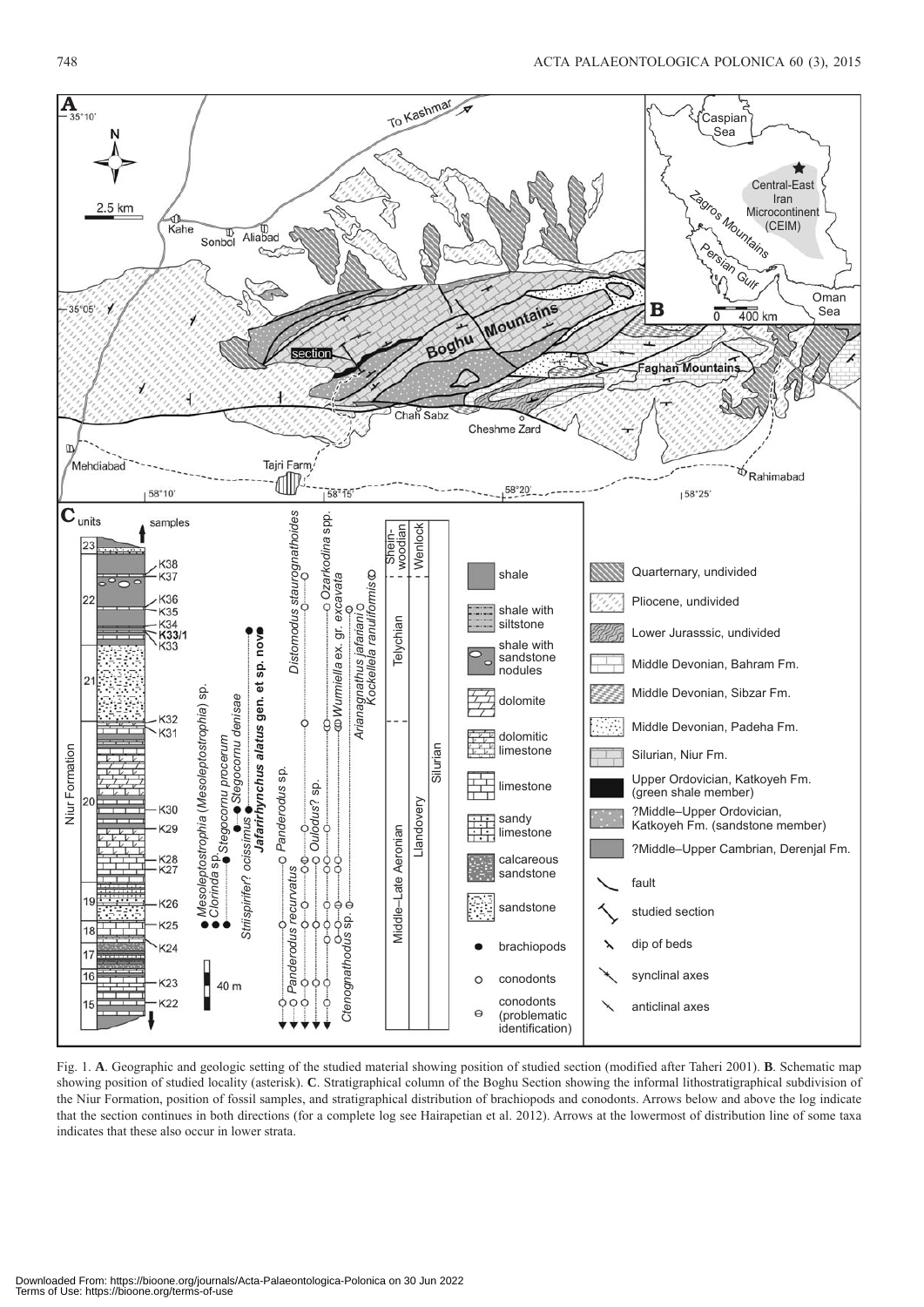Fig. 1. **A**. Geographic and geologic setting of the studied material showing position of studied section (modified after Taheri 2001). **B**. Schematic map showing position of studied locality (asterisk). **C**. Stratigraphical column of the Boghu Section showing the informal lithostratigraphical subdivision of the Niur Formation, position of fossil samples, and stratigraphical distribution of brachiopods and conodonts. Arrows below and above the log indicate that the section continues in both directions (for a complete log see Hairapetian et al. 2012). Arrows at the lowermost of distribution line of some taxa indicates that these also occur in lower strata.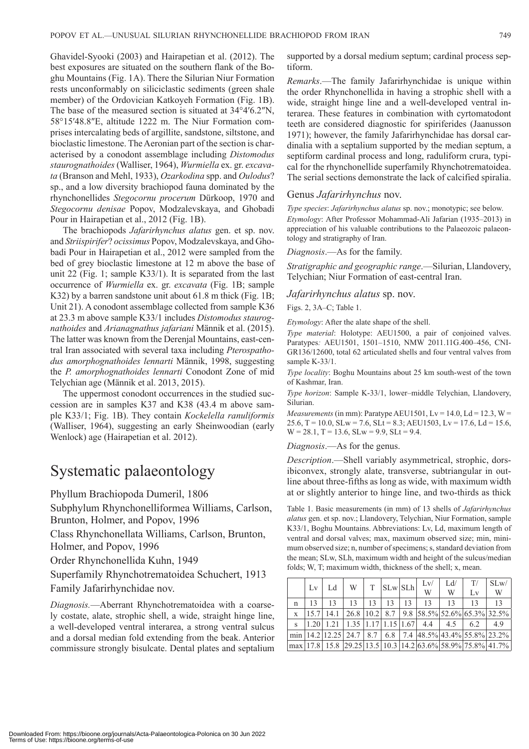Ghavidel-Syooki (2003) and Hairapetian et al. (2012). The best exposures are situated on the southern flank of the Boghu Mountains (Fig. 1A). There the Silurian Niur Formation rests unconformably on siliciclastic sediments (green shale member) of the Ordovician Katkoyeh Formation (Fig. 1B). The base of the measured section is situated at 34°4′6.2″N, 58°15′48.8″E, altitude 1222 m. The Niur Formation comprises intercalating beds of argillite, sandstone, siltstone, and bioclastic limestone. The Aeronian part of the section is characterised by a conodont assemblage including *Distomodus staurognathoides* (Walliser, 1964), *Wurmiella* ex. gr. *excavata* (Branson and Mehl, 1933), *Ozarkodina* spp. and *Oulodus*? sp., and a low diversity brachiopod fauna dominated by the rhynchonellides *Stegocornu procerum* Dürkoop, 1970 and *Stegocornu denisae* Popov, Modzalevskaya, and Ghobadi Pour in Hairapetian et al., 2012 (Fig. 1B).

The brachiopods *Jafarirhynchus alatus* gen. et sp. nov. and *Striispirifer*? *ocissimus* Popov, Modzalevskaya, and Ghobadi Pour in Hairapetian et al., 2012 were sampled from the bed of grey bioclastic limestone at 12 m above the base of unit 22 (Fig. 1; sample K33/1). It is separated from the last occurrence of *Wurmiella* ex. gr. *excavata* (Fig. 1B; sample K32) by a barren sandstone unit about 61.8 m thick (Fig. 1B; Unit 21). A conodont assemblage collected from sample K36 at 23.3 m above sample K33/1 includes *Distomodus staurognathoides* and *Arianagnathus jafariani* Männik et al. (2015). The latter was known from the Derenjal Mountains, east-central Iran associated with several taxa including *Pterospathodus amorphognathoides lennarti* Männik, 1998, suggesting the *P. amorphognathoides lennarti* Conodont Zone of mid Telychian age (Männik et al. 2013, 2015).

The uppermost conodont occurrences in the studied succession are in samples K37 and K38 (43.4 m above sample K33/1; Fig. 1B). They contain *Kockelella ranuliformis* (Walliser, 1964), suggesting an early Sheinwoodian (early Wenlock) age (Hairapetian et al. 2012).

# Systematic palaeontology

Phyllum Brachiopoda Dumeril, 1806

Subphylum Rhynchonelliformea Williams, Carlson, Brunton, Holmer, and Popov, 1996

Class Rhynchonellata Williams, Carlson, Brunton, Holmer, and Popov, 1996

Order Rhynchonellida Kuhn, 1949

Superfamily Rhynchotrematoidea Schuchert, 1913

Family Jafarirhynchidae nov.

*Diagnosis*.—Aberrant Rhynchotrematoidea with a coarsely costate, alate, strophic shell, a wide, straight hinge line, a well-developed ventral interarea, a strong ventral sulcus and a dorsal median fold extending from the beak. Anterior commissure strongly bisulcate. Dental plates and septalium supported by a dorsal medium septum; cardinal process septiform.

*Remarks*.—The family Jafarirhynchidae is unique within the order Rhynchonellida in having a strophic shell with a wide, straight hinge line and a well-developed ventral interarea. These features in combination with cyrtomatodont teeth are considered diagnostic for spiriferides (Jaanusson 1971); however, the family Jafarirhynchidae has dorsal cardinalia with a septalium supported by the median septum, a septiform cardinal process and long, raduliform crura, typical for the rhynchonellide superfamily Rhynchotrematoidea. The serial sections demonstrate the lack of calcified spiralia.

## Genus *Jafarirhynchus* nov.

*Type species*: *Jafarirhynchus alatus* sp. nov.; monotypic; see below.

*Etymology*: After Professor Mohammad-Ali Jafarian (1935–2013) in appreciation of his valuable contributions to the Palaeozoic palaeontology and stratigraphy of Iran.

*Diagnosis*.—As for the family.

*Stratigraphic and geographic range*.—Silurian, Llandovery, Telychian; Niur Formation of east-central Iran.

## *Jafarirhynchus alatus* sp. nov.

Figs. 2, 3A–C; Table 1.

*Etymology*: After the alate shape of the shell.

*Type material*: Holotype: AEU1500, a pair of conjoined valves. Paratypes*:* AEU1501, 1501–1510, NMW 2011.11G.400–456, CNI-GR136/12600, total 62 articulated shells and four ventral valves from sample K-33/1.

*Type locality*: Boghu Mountains about 25 km south-west of the town of Kashmar, Iran.

*Type horizon*: Sample K-33/1, lower–middle Telychian, Llandovery, Silurian.

*Measurements* (in mm): Paratype AEU1501, Lv = 14.0, Ld = 12.3, W = 25.6, T = 10.0, SLw = 7.6, SLt = 8.3; AEU1503, Lv = 17.6, Ld = 15.6, W = 28.1, T = 13.6, SLw = 9.9, SLt = 9.4.

*Diagnosis*.—As for the genus.

*Description*.—Shell variably asymmetrical, strophic, dorsibiconvex, strongly alate, transverse, subtriangular in outline about three-fifths as long as wide, with maximum width at or slightly anterior to hinge line, and two-thirds as thick

Table 1. Basic measurements (in mm) of 13 shells of *Jafarirhynchus alatus* gen. et sp. nov.; Llandovery, Telychian, Niur Formation, sample K33/1, Boghu Mountains. Abbreviations: Lv, Ld, maximum length of ventral and dorsal valves; max, maximum observed size; min, minimum observed size; n, number of specimens; s, standard deviation from the mean; SLw, SLh, maximum width and height of the sulcus/median folds; W, T; maximum width, thickness of the shell; x, mean.

| | Lv | Ld | W | T | SLw | SLh | Lv/W | Ld/W | T/Lv | SLw/W |
|---|---|---|---|---|---|---|---|---|---|---|
| n | 13 | 13 | 13 | 13 | 13 | 13 | 13 | 13 | 13 | 13 |
| x | 15.7 | 14.1 | 26.8 | 10.2 | 8.7 | 9.8 | 58.5% | 52.6% | 65.3% | 32.5% |
| s | 1.20 | 1.21 | 1.35 | 1.17 | 1.15 | 1.67 | 4.4 | 4.5 | 6.2 | 4.9 |
| min | 14.2 | 12.25 | 24.7 | 8.7 | 6.8 | 7.4 | 48.5% | 43.4% | 55.8% | 23.2% |
| max | 17.8 | 15.8 | 29.25 | 13.5 | 10.3 | 14.2 | 63.6% | 58.9% | 75.8% | 41.7% |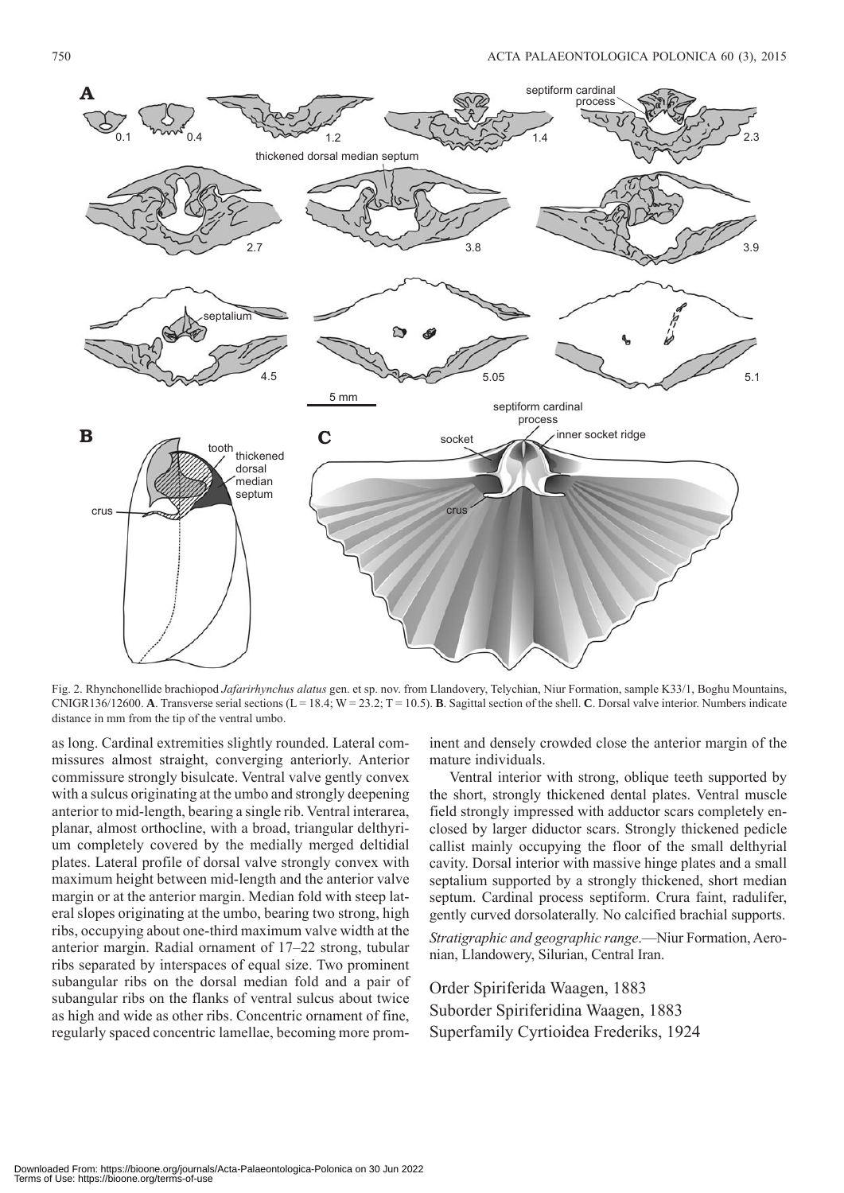Fig. 2. Rhynchonellide brachiopod *Jafarirhynchus alatus* gen. et sp. nov. from Llandovery, Telychian, Niur Formation, sample K33/1, Boghu Mountains, CNIGR136/12600. **A**. Transverse serial sections (L = 18.4; W = 23.2; T = 10.5). **B**. Sagittal section of the shell. **C**. Dorsal valve interior. Numbers indicate distance in mm from the tip of the ventral umbo.

as long. Cardinal extremities slightly rounded. Lateral commissures almost straight, converging anteriorly. Anterior commissure strongly bisulcate. Ventral valve gently convex with a sulcus originating at the umbo and strongly deepening anterior to mid-length, bearing a single rib. Ventral interarea, planar, almost orthocline, with a broad, triangular delthyrium completely covered by the medially merged deltidial plates. Lateral profile of dorsal valve strongly convex with maximum height between mid-length and the anterior valve margin or at the anterior margin. Median fold with steep lateral slopes originating at the umbo, bearing two strong, high ribs, occupying about one-third maximum valve width at the anterior margin. Radial ornament of 17–22 strong, tubular ribs separated by interspaces of equal size. Two prominent subangular ribs on the dorsal median fold and a pair of subangular ribs on the flanks of ventral sulcus about twice as high and wide as other ribs. Concentric ornament of fine, regularly spaced concentric lamellae, becoming more prominent and densely crowded close the anterior margin of the mature individuals.

Ventral interior with strong, oblique teeth supported by the short, strongly thickened dental plates. Ventral muscle field strongly impressed with adductor scars completely enclosed by larger diductor scars. Strongly thickened pedicle callist mainly occupying the floor of the small delthyrial cavity. Dorsal interior with massive hinge plates and a small septalium supported by a strongly thickened, short median septum. Cardinal process septiform. Crura faint, radulifer, gently curved dorsolaterally. No calcified brachial supports.

*Stratigraphic and geographic range*.—Niur Formation, Aeronian, Llandovery, Silurian, Central Iran.

## Order Spiriferida Waagen, 1883

## Suborder Spiriferidina Waagen, 1883

## Superfamily Cyrtioidea Frederiks, 1924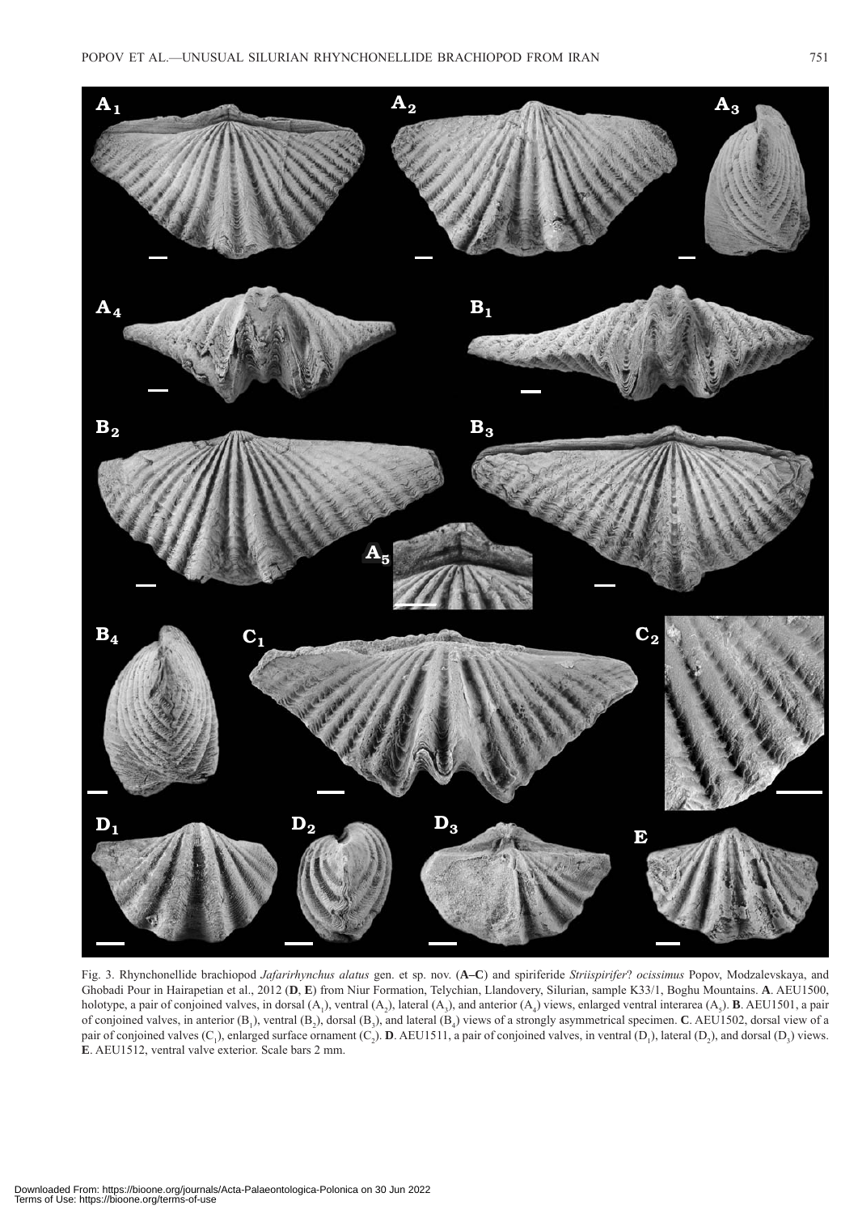Fig. 3. Rhynchonellide brachiopod *Jafarirhynchus alatus* gen. et sp. nov. (**A–C**) and spiriferide *Striispirifer*? *ocissimus* Popov, Modzalevskaya, and Ghobadi Pour in Hairapetian et al., 2012 (**D**, **E**) from Niur Formation, Telychian, Llandovery, Silurian, sample K33/1, Boghu Mountains. **A**. AEU1500, holotype, a pair of conjoined valves, in dorsal ($A_1$), ventral ($A_2$), lateral ($A_3$), and anterior ($A_4$) views, enlarged ventral interarea ($A_5$). **B**. AEU1501, a pair of conjoined valves, in anterior ($B_1$), ventral ($B_2$), dorsal ($B_3$), and lateral ($B_4$) views of a strongly asymmetrical specimen. **C**. AEU1502, dorsal view of a pair of conjoined valves ($C_1$), enlarged surface ornament ($C_2$). **D**. AEU1511, a pair of conjoined valves, in ventral ($D_1$), lateral ($D_2$), and dorsal ($D_3$) views. **E**. AEU1512, ventral valve exterior. Scale bars 2 mm.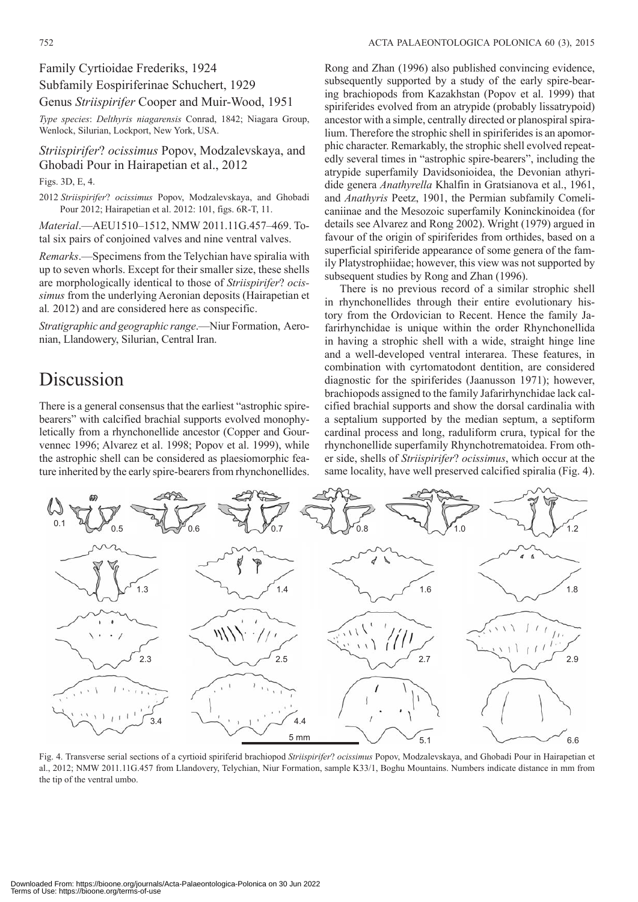Family Cyrtioidae Frederiks, 1924

Subfamily Eospiriferinae Schuchert, 1929

Genus *Striispirifer* Cooper and Muir-Wood, 1951

*Type species*: *Delthyris niagarensis* Conrad, 1842; Niagara Group, Wenlock, Silurian, Lockport, New York, USA.

### *Striispirifer*? *ocissimus* Popov, Modzalevskaya, and Ghobadi Pour in Hairapetian et al., 2012

Figs. 3D, E, 4.

2012 *Striispirifer*? *ocissimus* Popov, Modzalevskaya, and Ghobadi Pour 2012; Hairapetian et al. 2012: 101, figs. 6R-T, 11.

*Material*.—AEU1510–1512, NMW 2011.11G.457–469. Total six pairs of conjoined valves and nine ventral valves.

*Remarks*.—Specimens from the Telychian have spiralia with up to seven whorls. Except for their smaller size, these shells are morphologically identical to those of *Striispirifer*? *ocissimus* from the underlying Aeronian deposits (Hairapetian et al. 2012) and are considered here as conspecific.

*Stratigraphic and geographic range*.—Niur Formation, Aeronian, Llandovery, Silurian, Central Iran.

# Discussion

There is a general consensus that the earliest "astrophic spire-bearers" with calcified brachial supports evolved monophyletically from a rhynchonellide ancestor (Copper and Gourvennec 1996; Alvarez et al. 1998; Popov et al. 1999), while the astrophic shell can be considered as plaesiomorphic feature inherited by the early spire-bearers from rhynchonellides. Rong and Zhan (1996) also published convincing evidence, subsequently supported by a study of the early spire-bearing brachiopods from Kazakhstan (Popov et al. 1999) that spiriferides evolved from an atrypide (probably lissatrypoid) ancestor with a simple, centrally directed or planospiral spiralium. Therefore the strophic shell in spiriferides is an apomorphic character. Remarkably, the strophic shell evolved repeatedly several times in "astrophic spire-bearers", including the atrypide superfamily Davidsonioidea, the Devonian athyridide genera *Anathyrella* Khalfin in Gratsianova et al., 1961, and *Anathyris* Peetz, 1901, the Permian subfamily Comelicaniinae and the Mesozoic superfamily Koninckinoidea (for details see Alvarez and Rong 2002). Wright (1979) argued in favour of the origin of spiriferides from orthides, based on a superficial spiriferide appearance of some genera of the family Platystrophiidae; however, this view was not supported by subsequent studies by Rong and Zhan (1996).

There is no previous record of a similar strophic shell in rhynchonellides through their entire evolutionary history from the Ordovician to Recent. Hence the family Jafarirhynchidae is unique within the order Rhynchonellida in having a strophic shell with a wide, straight hinge line and a well-developed ventral interarea. These features, in combination with cyrtomatodont dentition, are considered diagnostic for the spiriferides (Jaanusson 1971); however, brachiopods assigned to the family Jafarirhynchidae lack calcified brachial supports and show the dorsal cardinalia with a septalium supported by the median septum, a septiform cardinal process and long, raduliform crura, typical for the rhynchonellide superfamily Rhynchotrematoidea. From other side, shells of *Striispirifer*? *ocissimus*, which occur at the same locality, have well preserved calcified spiralia (Fig. 4).

Fig. 4. Transverse serial sections of a cyrtioid spiriferid brachiopod *Striispirifer*? *ocissimus* Popov, Modzalevskaya, and Ghobadi Pour in Hairapetian et al., 2012; NMW 2011.11G.457 from Llandovery, Telychian, Niur Formation, sample K33/1, Boghu Mountains. Numbers indicate distance in mm from the tip of the ventral umbo.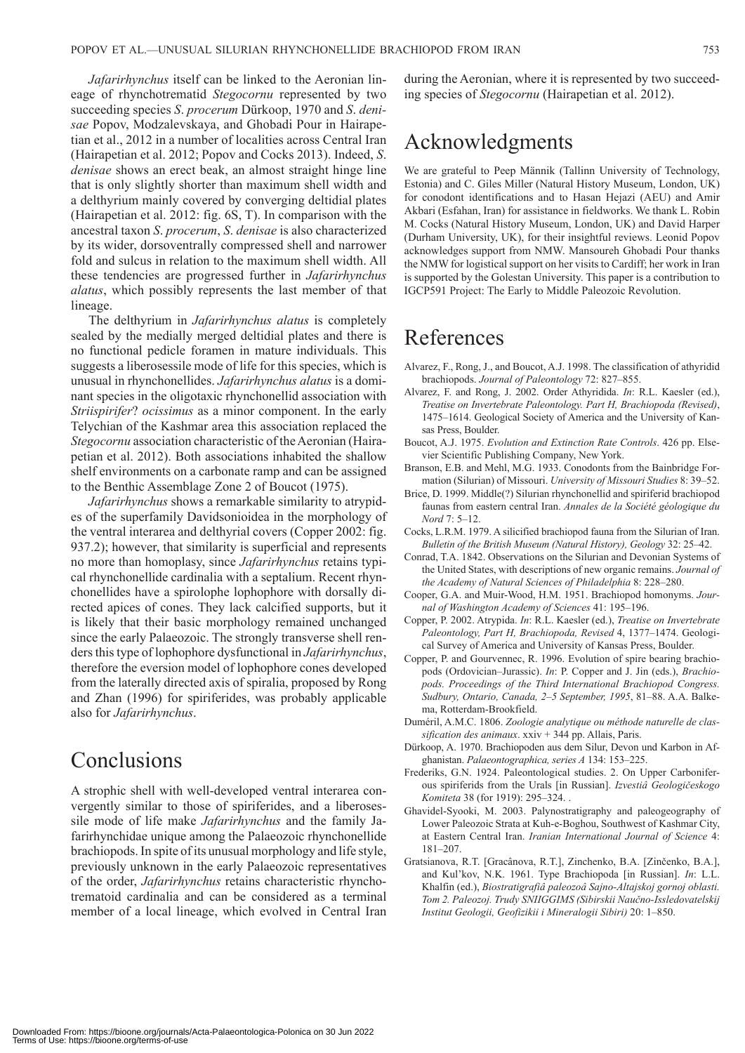*Jafarirhynchus* itself can be linked to the Aeronian lineage of rhynchotrematid *Stegocornu* represented by two succeeding species *S*. *procerum* Dürkoop, 1970 and *S*. *denisae* Popov, Modzalevskaya, and Ghobadi Pour in Hairapetian et al., 2012 in a number of localities across Central Iran (Hairapetian et al. 2012; Popov and Cocks 2013). Indeed, *S*. *denisae* shows an erect beak, an almost straight hinge line that is only slightly shorter than maximum shell width and a delthyrium mainly covered by converging deltidial plates (Hairapetian et al. 2012: fig. 6S, T). In comparison with the ancestral taxon *S*. *procerum*, *S*. *denisae* is also characterized by its wider, dorsoventrally compressed shell and narrower fold and sulcus in relation to the maximum shell width. All these tendencies are progressed further in *Jafarirhynchus alatus*, which possibly represents the last member of that lineage.

The delthyrium in *Jafarirhynchus alatus* is completely sealed by the medially merged deltidial plates and there is no functional pedicle foramen in mature individuals. This suggests a liberosessile mode of life for this species, which is unusual in rhynchonellides. *Jafarirhynchus alatus* is a dominant species in the oligotaxic rhynchonellid association with *Striispirifer*? *ocissimus* as a minor component. In the early Telychian of the Kashmar area this association replaced the *Stegocornu* association characteristic of the Aeronian (Hairapetian et al. 2012). Both associations inhabited the shallow shelf environments on a carbonate ramp and can be assigned to the Benthic Assemblage Zone 2 of Boucot (1975).

*Jafarirhynchus* shows a remarkable similarity to atrypides of the superfamily Davidsonioidea in the morphology of the ventral interarea and delthyrial covers (Copper 2002: fig. 937.2); however, that similarity is superficial and represents no more than homoplasy, since *Jafarirhynchus* retains typical rhynchonellide cardinalia with a septalium. Recent rhynchonellides have a spirolophe lophophore with dorsally directed apices of cones. They lack calcified supports, but it is likely that their basic morphology remained unchanged since the early Palaeozoic. The strongly transverse shell renders this type of lophophore dysfunctional in *Jafarirhynchus*, therefore the eversion model of lophophore cones developed from the laterally directed axis of spiralia, proposed by Rong and Zhan (1996) for spiriferides, was probably applicable also for *Jafarirhynchus*.

# Conclusions

A strophic shell with well-developed ventral interarea convergently similar to those of spiriferides, and a liberosessile mode of life make *Jafarirhynchus* and the family Jafarirhynchidae unique among the Palaeozoic rhynchonellide brachiopods. In spite of its unusual morphology and life style, previously unknown in the early Palaeozoic representatives of the order, *Jafarirhynchus* retains characteristic rhynchotrematoid cardinalia and can be considered as a terminal member of a local lineage, which evolved in Central Iran during the Aeronian, where it is represented by two succeeding species of *Stegocornu* (Hairapetian et al. 2012).

# Acknowledgments

We are grateful to Peep Männik (Tallinn University of Technology, Estonia) and C. Giles Miller (Natural History Museum, London, UK) for conodont identifications and to Hasan Hejazi (AEU) and Amir Akbari (Esfahan, Iran) for assistance in fieldworks. We thank L. Robin M. Cocks (Natural History Museum, London, UK) and David Harper (Durham University, UK), for their insightful reviews. Leonid Popov acknowledges support from NMW. Mansoureh Ghobadi Pour thanks the NMW for logistical support on her visits to Cardiff; her work in Iran is supported by the Golestan University. This paper is a contribution to IGCP591 Project: The Early to Middle Paleozoic Revolution.

# References

Alvarez, F., Rong, J., and Boucot, A.J. 1998. The classification of athyridid brachiopods. *Journal of Paleontology* 72: 827–855.

Alvarez, F. and Rong, J. 2002. Order Athyridida. *In*: R.L. Kaesler (ed.), *Treatise on Invertebrate Paleontology. Part H, Brachiopoda (Revised)*, 1475–1614. Geological Society of America and the University of Kansas Press, Boulder.

Boucot, A.J. 1975. *Evolution and Extinction Rate Controls*. 426 pp. Elsevier Scientific Publishing Company, New York.

Branson, E.B. and Mehl, M.G. 1933. Conodonts from the Bainbridge Formation (Silurian) of Missouri. *University of Missouri Studies* 8: 39–52.

Brice, D. 1999. Middle(?) Silurian rhynchonellid and spiriferid brachiopod faunas from eastern central Iran. *Annales de la Société géologique du Nord* 7: 5–12.

Cocks, L.R.M. 1979. A silicified brachiopod fauna from the Silurian of Iran. *Bulletin of the British Museum (Natural History), Geology* 32: 25–42.

Conrad, T.A. 1842. Observations on the Silurian and Devonian Systems of the United States, with descriptions of new organic remains. *Journal of the Academy of Natural Sciences of Philadelphia* 8: 228–280.

Cooper, G.A. and Muir-Wood, H.M. 1951. Brachiopod homonyms. *Journal of Washington Academy of Sciences* 41: 195–196.

Copper, P. 2002. Atrypida. *In*: R.L. Kaesler (ed.), *Treatise on Invertebrate Paleontology, Part H, Brachiopoda, Revised* 4, 1377–1474. Geological Survey of America and University of Kansas Press, Boulder.

Copper, P. and Gourvennec, R. 1996. Evolution of spire bearing brachiopods (Ordovician–Jurassic). *In*: P. Copper and J. Jin (eds.), *Brachiopods. Proceedings of the Third International Brachiopod Congress. Sudbury, Ontario, Canada, 2–5 September, 1995*, 81–88. A.A. Balkema, Rotterdam-Brookfield.

Duméril, A.M.C. 1806. *Zoologie analytique ou méthode naturelle de classification des animaux*. xxiv + 344 pp. Allais, Paris.

Dürkoop, A. 1970. Brachiopoden aus dem Silur, Devon und Karbon in Afghanistan. *Palaeontographica, series A* 134: 153–225.

Frederiks, G.N. 1924. Paleontological studies. 2. On Upper Carboniferous spiriferids from the Urals [in Russian]. *Izvestiâ Geologičeskogo Komiteta* 38 (for 1919): 295–324. .

Ghavidel-Syooki, M. 2003. Palynostratigraphy and paleogeography of Lower Paleozoic Strata at Kuh-e-Boghou, Southwest of Kashmar City, at Eastern Central Iran. *Iranian International Journal of Science* 4: 181–207.

Gratsianova, R.T. [Gracânova, R.T.], Zinchenko, B.A. [Zinčenko, B.A.], and Kul'kov, N.K. 1961. Type Brachiopoda [in Russian]. *In*: L.L. Khalfin (ed.), *Biostratigrafiâ paleozoâ Sajno-Altajskoj gornoj oblasti. Tom 2. Paleozoj. Trudy SNIIGGIMS (Sibirskii Naučno-Issledovatelskij Institut Geologii, Geofizikii i Mineralogii Sibiri)* 20: 1–850.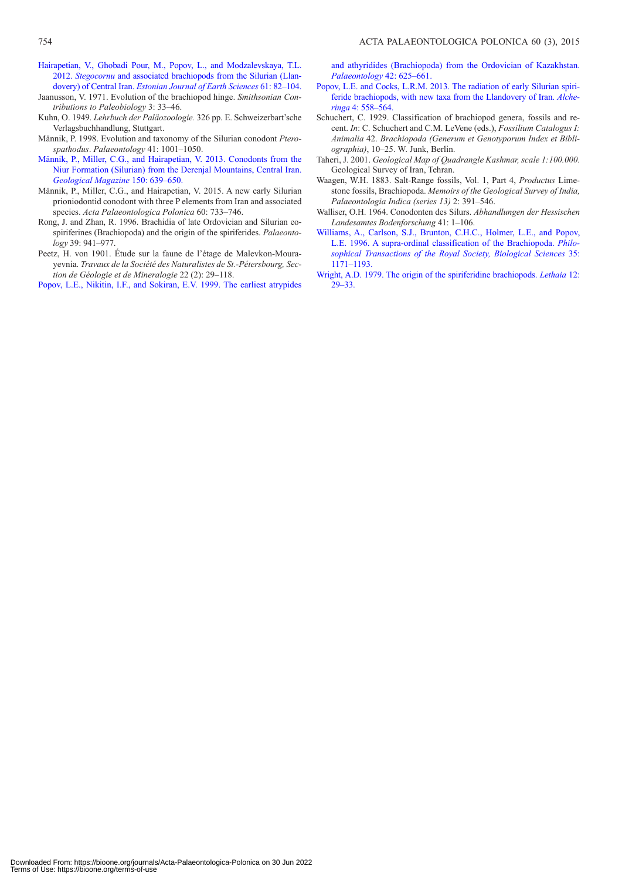Hairapetian, V., Ghobadi Pour, M., Popov, L., and Modzalevskaya, T.L. 2012. *Stegocornu* and associated brachiopods from the Silurian (Llandovery) of Central Iran. *Estonian Journal of Earth Sciences* 61: 82–104.

Jaanusson, V. 1971. Evolution of the brachiopod hinge. *Smithsonian Contributions to Paleobiology* 3: 33–46.

Kuhn, O. 1949. *Lehrbuch der Paläozoologie.* 326 pp. E. Schweizerbart'sche Verlagsbuchhandlung, Stuttgart.

Männik, P. 1998. Evolution and taxonomy of the Silurian conodont *Pterospathodus*. *Palaeontology* 41: 1001–1050.

Männik, P., Miller, C.G., and Hairapetian, V. 2013. Conodonts from the Niur Formation (Silurian) from the Derenjal Mountains, Central Iran. *Geological Magazine* 150: 639–650.

Männik, P., Miller, C.G., and Hairapetian, V. 2015. A new early Silurian prioniodontid conodont with three P elements from Iran and associated species. *Acta Palaeontologica Polonica* 60: 733–746.

Rong, J. and Zhan, R. 1996. Brachidia of late Ordovician and Silurian eospiriferines (Brachiopoda) and the origin of the spiriferides. *Palaeontology* 39: 941–977.

Peetz, H. von 1901. Étude sur la faune de l'étage de Malevkon-Mourayevnia. *Travaux de la Société des Naturalistes de St.-Pétersbourg, Section de Géologie et de Mineralogie* 22 (2): 29–118.

Popov, L.E., Nikitin, I.F., and Sokiran, E.V. 1999. The earliest atrypides and athyridides (Brachiopoda) from the Ordovician of Kazakhstan. *Palaeontology* 42: 625–661.

Popov, L.E. and Cocks, L.R.M. 2013. The radiation of early Silurian spiriferide brachiopods, with new taxa from the Llandovery of Iran. *Alcheringa* 4: 558–564.

Schuchert, C. 1929. Classification of brachiopod genera, fossils and recent. *In*: C. Schuchert and C.M. LeVene (eds.), *Fossilium Catalogus I: Animalia* 42. *Brachiopoda (Generum et Genotyporum Index et Bibliographia)*, 10–25. W. Junk, Berlin.

Taheri, J. 2001. *Geological Map of Quadrangle Kashmar, scale 1:100.000*. Geological Survey of Iran, Tehran.

Waagen, W.H. 1883. Salt-Range fossils, Vol. 1, Part 4, *Productus* Limestone fossils, Brachiopoda. *Memoirs of the Geological Survey of India, Palaeontologia Indica (series 13)* 2: 391–546.

Walliser, O.H. 1964. Conodonten des Silurs. *Abhandlungen der Hessischen Landesamtes Bodenforschung* 41: 1–106.

Williams, A., Carlson, S.J., Brunton, C.H.C., Holmer, L.E., and Popov, L.E. 1996. A supra-ordinal classification of the Brachiopoda. *Philosophical Transactions of the Royal Society, Biological Sciences* 35: 1171–1193.

Wright, A.D. 1979. The origin of the spiriferidine brachiopods. *Lethaia* 12: 29–33.